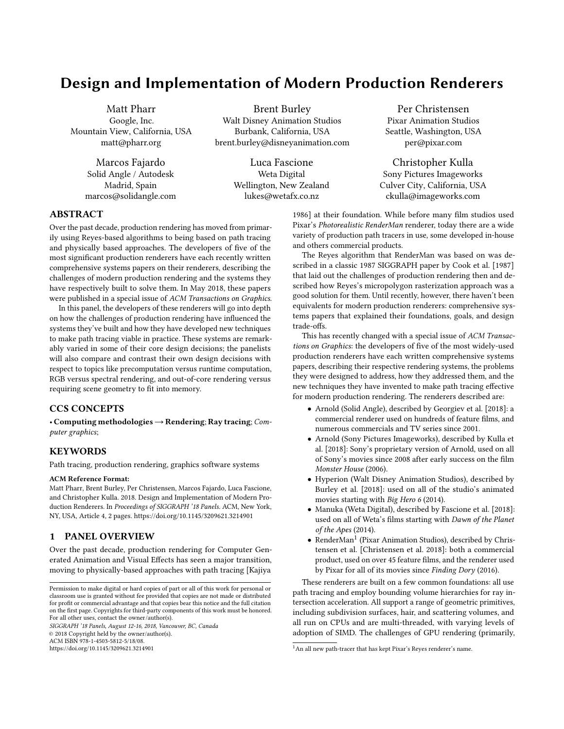# Design and Implementation of Modern Production Renderers

Matt Pharr
Google, Inc.
Mountain View, California, USA
matt@pharr.org

Brent Burley
Walt Disney Animation Studios
Burbank, California, USA
brent.burley@disneyanimation.com

Per Christensen
Pixar Animation Studios
Seattle, Washington, USA
per@pixar.com

Marcos Fajardo
Solid Angle / Autodesk
Madrid, Spain
marcos@solidangle.com

Luca Fascione
Weta Digital
Wellington, New Zealand
lukes@wetafx.co.nz

Christopher Kulla
Sony Pictures Imageworks
Culver City, California, USA
ckulla@imageworks.com

## ABSTRACT

Over the past decade, production rendering has moved from primarily using Reyes-based algorithms to being based on path tracing and physically based approaches. The developers of five of the most significant production renderers have each recently written comprehensive systems papers on their renderers, describing the challenges of modern production rendering and the systems they have respectively built to solve them. In May 2018, these papers were published in a special issue of *ACM Transactions on Graphics*.

In this panel, the developers of these renderers will go into depth on how the challenges of production rendering have influenced the systems they've built and how they have developed new techniques to make path tracing viable in practice. These systems are remarkably varied in some of their core design decisions; the panelists will also compare and contrast their own design decisions with respect to topics like precomputation versus runtime computation, RGB versus spectral rendering, and out-of-core rendering versus requiring scene geometry to fit into memory.

## CCS CONCEPTS

• **Computing methodologies → Rendering**; **Ray tracing**; *Computer graphics*;

## KEYWORDS

Path tracing, production rendering, graphics software systems

**ACM Reference Format:**
Matt Pharr, Brent Burley, Per Christensen, Marcos Fajardo, Luca Fascione, and Christopher Kulla. 2018. Design and Implementation of Modern Production Renderers. In *Proceedings of SIGGRAPH '18 Panels*. ACM, New York, NY, USA, Article 4, 2 pages. https://doi.org/10.1145/3209621.3214901

Permission to make digital or hard copies of part or all of this work for personal or classroom use is granted without fee provided that copies are not made or distributed for profit or commercial advantage and that copies bear this notice and the full citation on the first page. Copyrights for third-party components of this work must be honored. For all other uses, contact the owner/author(s).
*SIGGRAPH '18 Panels, August 12-16, 2018, Vancouver, BC, Canada*
© 2018 Copyright held by the owner/author(s).
ACM ISBN 978-1-4503-5812-5/18/08.
https://doi.org/10.1145/3209621.3214901

## 1 PANEL OVERVIEW

Over the past decade, production rendering for Computer Generated Animation and Visual Effects has seen a major transition, moving to physically-based approaches with path tracing [Kajiya 1986] at their foundation. While before many film studios used Pixar's *Photorealistic RenderMan* renderer, today there are a wide variety of production path tracers in use, some developed in-house and others commercial products.

The Reyes algorithm that RenderMan was based on was described in a classic 1987 SIGGRAPH paper by Cook et al. [1987] that laid out the challenges of production rendering then and described how Reyes's micropolygon rasterization approach was a good solution for them. Until recently, however, there haven't been equivalents for modern production renderers: comprehensive systems papers that explained their foundations, goals, and design trade-offs.

This has recently changed with a special issue of *ACM Transactions on Graphics*: the developers of five of the most widely-used production renderers have each written comprehensive systems papers, describing their respective rendering systems, the problems they were designed to address, how they addressed them, and the new techniques they have invented to make path tracing effective for modern production rendering. The renderers described are:

- Arnold (Solid Angle), described by Georgiev et al. [2018]: a commercial renderer used on hundreds of feature films, and numerous commercials and TV series since 2001.
- Arnold (Sony Pictures Imageworks), described by Kulla et al. [2018]: Sony's proprietary version of Arnold, used on all of Sony's movies since 2008 after early success on the film *Monster House* (2006).
- Hyperion (Walt Disney Animation Studios), described by Burley et al. [2018]: used on all of the studio's animated movies starting with *Big Hero 6* (2014).
- Manuka (Weta Digital), described by Fascione et al. [2018]: used on all of Weta's films starting with *Dawn of the Planet of the Apes* (2014).
- RenderMan[1] (Pixar Animation Studios), described by Christensen et al. [Christensen et al. 2018]: both a commercial product, used on over 45 feature films, and the renderer used by Pixar for all of its movies since *Finding Dory* (2016).

These renderers are built on a few common foundations: all use path tracing and employ bounding volume hierarchies for ray intersection acceleration. All support a range of geometric primitives, including subdivision surfaces, hair, and scattering volumes, and all run on CPUs and are multi-threaded, with varying levels of adoption of SIMD. The challenges of GPU rendering (primarily,

[1] An all new path-tracer that has kept Pixar's Reyes renderer's name.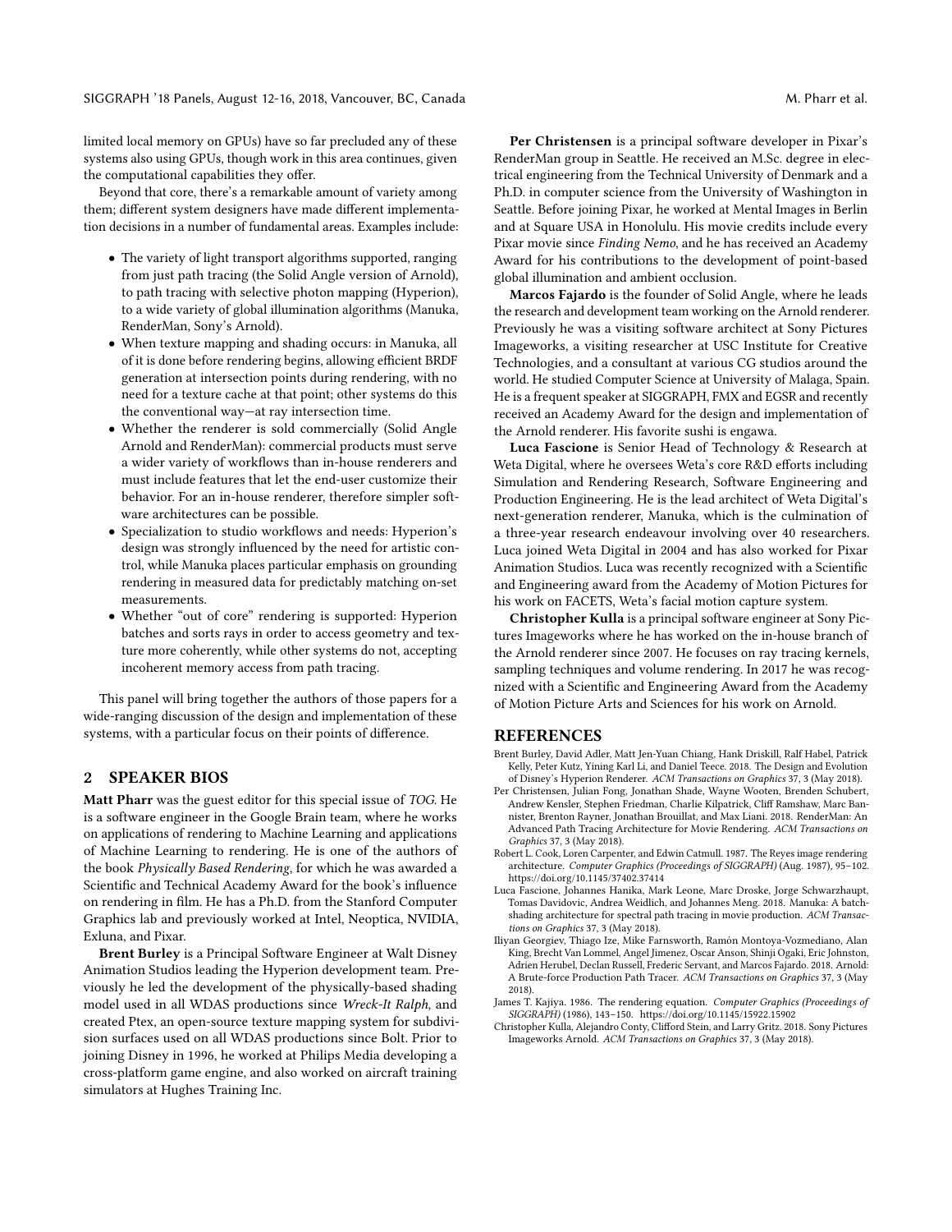limited local memory on GPUs) have so far precluded any of these systems also using GPUs, though work in this area continues, given the computational capabilities they offer.

Beyond that core, there's a remarkable amount of variety among them; different system designers have made different implementation decisions in a number of fundamental areas. Examples include:

- The variety of light transport algorithms supported, ranging from just path tracing (the Solid Angle version of Arnold), to path tracing with selective photon mapping (Hyperion), to a wide variety of global illumination algorithms (Manuka, RenderMan, Sony's Arnold).
- When texture mapping and shading occurs: in Manuka, all of it is done before rendering begins, allowing efficient BRDF generation at intersection points during rendering, with no need for a texture cache at that point; other systems do this the conventional way—at ray intersection time.
- Whether the renderer is sold commercially (Solid Angle Arnold and RenderMan): commercial products must serve a wider variety of workflows than in-house renderers and must include features that let the end-user customize their behavior. For an in-house renderer, therefore simpler software architectures can be possible.
- Specialization to studio workflows and needs: Hyperion's design was strongly influenced by the need for artistic control, while Manuka places particular emphasis on grounding rendering in measured data for predictably matching on-set measurements.
- Whether "out of core" rendering is supported: Hyperion batches and sorts rays in order to access geometry and texture more coherently, while other systems do not, accepting incoherent memory access from path tracing.

This panel will bring together the authors of those papers for a wide-ranging discussion of the design and implementation of these systems, with a particular focus on their points of difference.

## 2 SPEAKER BIOS

**Matt Pharr** was the guest editor for this special issue of *TOG*. He is a software engineer in the Google Brain team, where he works on applications of rendering to Machine Learning and applications of Machine Learning to rendering. He is one of the authors of the book *Physically Based Rendering*, for which he was awarded a Scientific and Technical Academy Award for the book's influence on rendering in film. He has a Ph.D. from the Stanford Computer Graphics lab and previously worked at Intel, Neoptica, NVIDIA, Exluna, and Pixar.

**Brent Burley** is a Principal Software Engineer at Walt Disney Animation Studios leading the Hyperion development team. Previously he led the development of the physically-based shading model used in all WDAS productions since *Wreck-It Ralph*, and created Ptex, an open-source texture mapping system for subdivision surfaces used on all WDAS productions since Bolt. Prior to joining Disney in 1996, he worked at Philips Media developing a cross-platform game engine, and also worked on aircraft training simulators at Hughes Training Inc.

**Per Christensen** is a principal software developer in Pixar's RenderMan group in Seattle. He received an M.Sc. degree in electrical engineering from the Technical University of Denmark and a Ph.D. in computer science from the University of Washington in Seattle. Before joining Pixar, he worked at Mental Images in Berlin and at Square USA in Honolulu. His movie credits include every Pixar movie since *Finding Nemo*, and he has received an Academy Award for his contributions to the development of point-based global illumination and ambient occlusion.

**Marcos Fajardo** is the founder of Solid Angle, where he leads the research and development team working on the Arnold renderer. Previously he was a visiting software architect at Sony Pictures Imageworks, a visiting researcher at USC Institute for Creative Technologies, and a consultant at various CG studios around the world. He studied Computer Science at University of Malaga, Spain. He is a frequent speaker at SIGGRAPH, FMX and EGSR and recently received an Academy Award for the design and implementation of the Arnold renderer. His favorite sushi is engawa.

**Luca Fascione** is Senior Head of Technology & Research at Weta Digital, where he oversees Weta's core R&D efforts including Simulation and Rendering Research, Software Engineering and Production Engineering. He is the lead architect of Weta Digital's next-generation renderer, Manuka, which is the culmination of a three-year research endeavour involving over 40 researchers. Luca joined Weta Digital in 2004 and has also worked for Pixar Animation Studios. Luca was recently recognized with a Scientific and Engineering award from the Academy of Motion Pictures for his work on FACETS, Weta's facial motion capture system.

**Christopher Kulla** is a principal software engineer at Sony Pictures Imageworks where he has worked on the in-house branch of the Arnold renderer since 2007. He focuses on ray tracing kernels, sampling techniques and volume rendering. In 2017 he was recognized with a Scientific and Engineering Award from the Academy of Motion Picture Arts and Sciences for his work on Arnold.

## REFERENCES

Brent Burley, David Adler, Matt Jen-Yuan Chiang, Hank Driskill, Ralf Habel, Patrick Kelly, Peter Kutz, Yining Karl Li, and Daniel Teece. 2018. The Design and Evolution of Disney's Hyperion Renderer. *ACM Transactions on Graphics* 37, 3 (May 2018).

Per Christensen, Julian Fong, Jonathan Shade, Wayne Wooten, Brenden Schubert, Andrew Kensler, Stephen Friedman, Charlie Kilpatrick, Cliff Ramshaw, Marc Bannister, Brenton Rayner, Jonathan Brouillat, and Max Liani. 2018. RenderMan: An Advanced Path Tracing Architecture for Movie Rendering. *ACM Transactions on Graphics* 37, 3 (May 2018).

Robert L. Cook, Loren Carpenter, and Edwin Catmull. 1987. The Reyes image rendering architecture. *Computer Graphics (Proceedings of SIGGRAPH)* (Aug. 1987), 95–102. https://doi.org/10.1145/37402.37414

Luca Fascione, Johannes Hanika, Mark Leone, Marc Droske, Jorge Schwarzhaupt, Tomas Davidovic, Andrea Weidlich, and Johannes Meng. 2018. Manuka: A batch-shading architecture for spectral path tracing in movie production. *ACM Transactions on Graphics* 37, 3 (May 2018).

Iliyan Georgiev, Thiago Ize, Mike Farnsworth, Ramón Montoya-Vozmediano, Alan King, Brecht Van Lommel, Angel Jimenez, Oscar Anson, Shinji Ogaki, Eric Johnston, Adrien Herubel, Declan Russell, Frederic Servant, and Marcos Fajardo. 2018. Arnold: A Brute-force Production Path Tracer. *ACM Transactions on Graphics* 37, 3 (May 2018).

James T. Kajiya. 1986. The rendering equation. *Computer Graphics (Proceedings of SIGGRAPH)* (1986), 143–150. https://doi.org/10.1145/15922.15902

Christopher Kulla, Alejandro Conty, Clifford Stein, and Larry Gritz. 2018. Sony Pictures Imageworks Arnold. *ACM Transactions on Graphics* 37, 3 (May 2018).